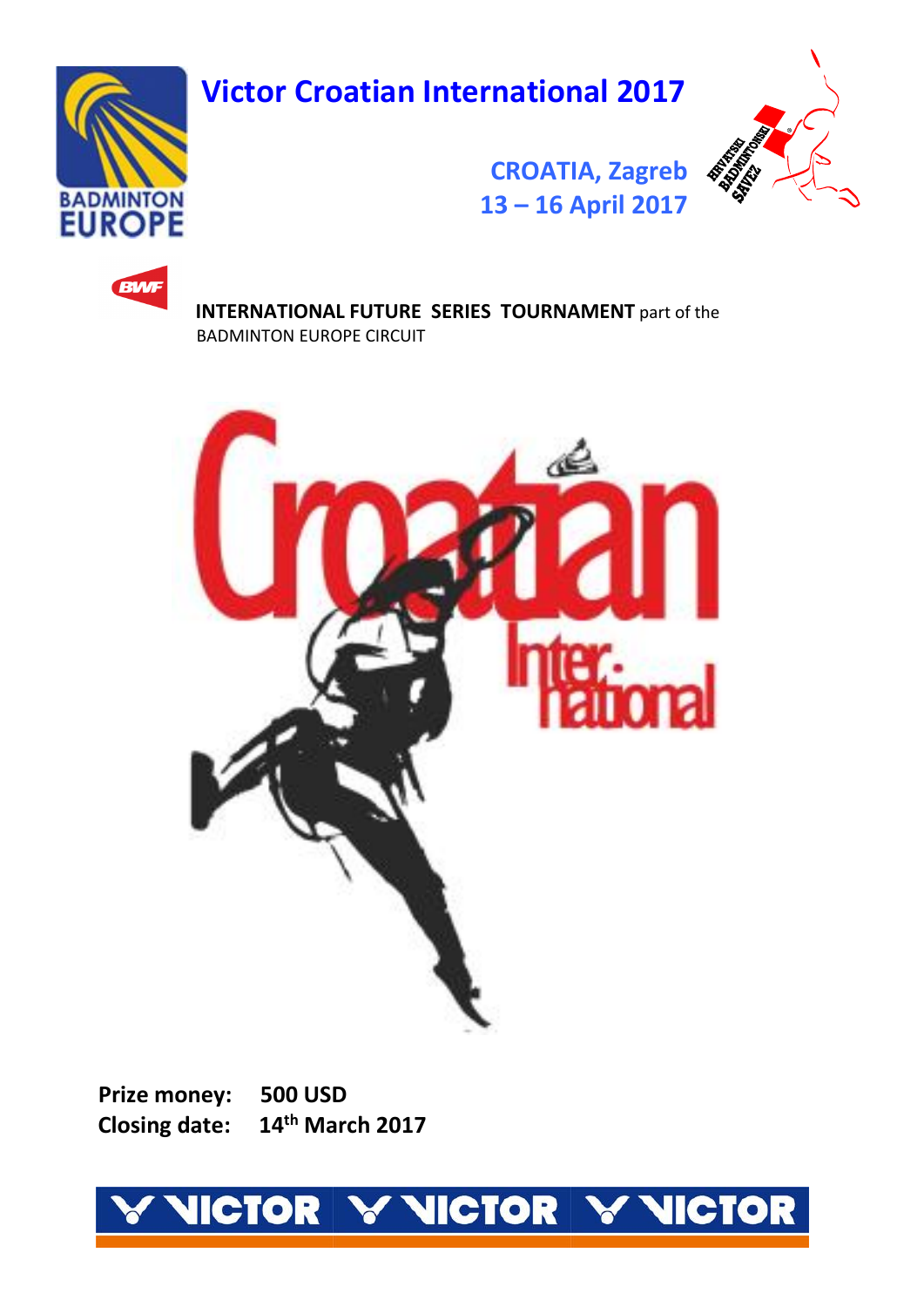# Victor Croatian International 2017

**CROATIA, Zagreb**
**13 – 16 April 2017**

**INTERNATIONAL FUTURE SERIES TOURNAMENT** part of the BADMINTON EUROPE CIRCUIT

**Prize money:** **500 USD**
**Closing date:** **14th March 2017**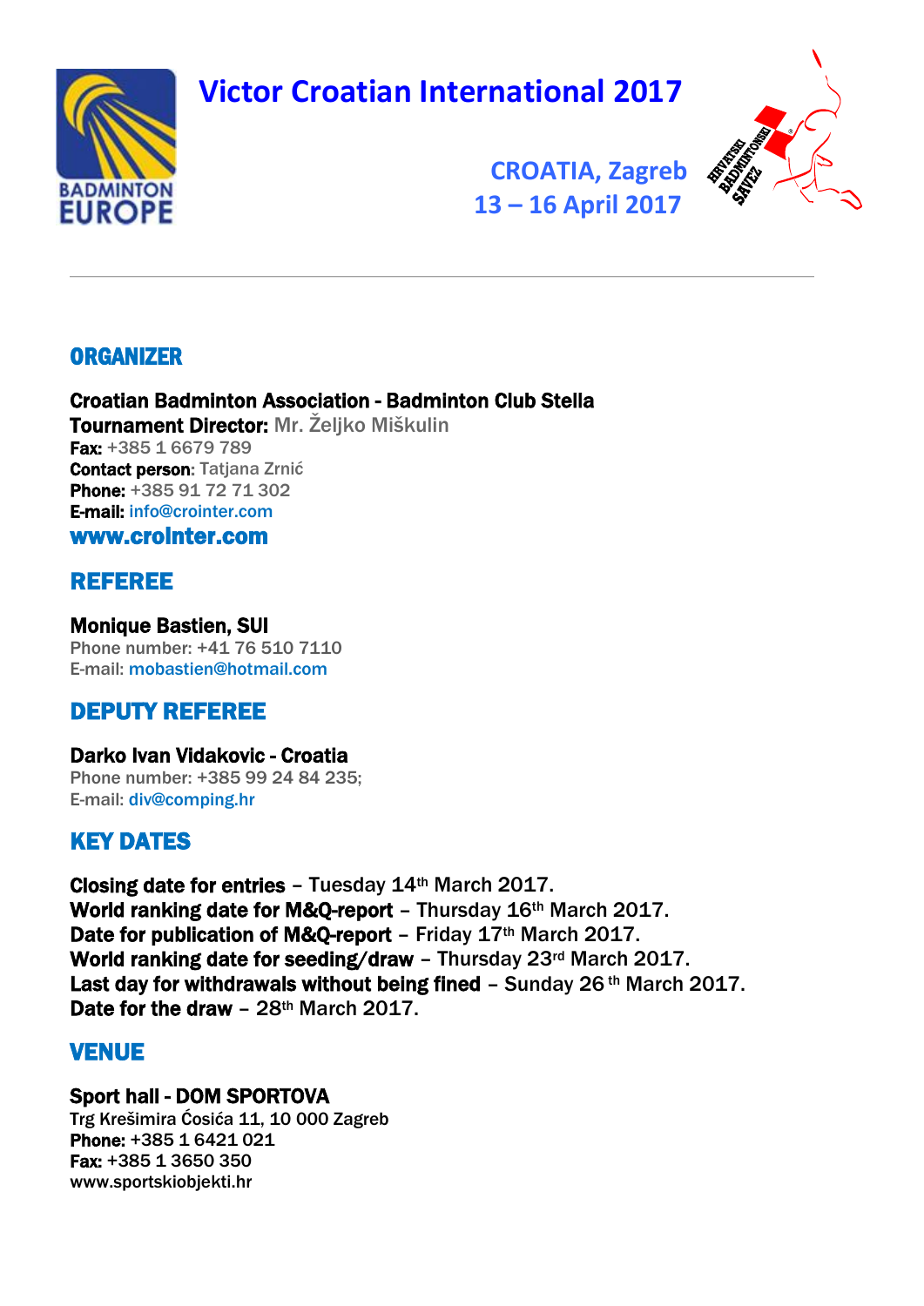# Victor Croatian International 2017

CROATIA, Zagreb
13 – 16 April 2017

## ORGANIZER

**Croatian Badminton Association - Badminton Club Stella**
**Tournament Director:** Mr. Željko Miškulin
**Fax:** +385 1 6679 789
**Contact person**: Tatjana Zrnić
**Phone:** +385 91 72 71 302
**E-mail:** info@crointer.com
**www.croInter.com**

## REFEREE

**Monique Bastien, SUI**
Phone number: +41 76 510 7110
E-mail: mobastien@hotmail.com

## DEPUTY REFEREE

**Darko Ivan Vidakovic - Croatia**
Phone number: +385 99 24 84 235;
E-mail: div@comping.hr

## KEY DATES

**Closing date for entries** – Tuesday 14th March 2017.
**World ranking date for M&Q-report** – Thursday 16th March 2017.
**Date for publication of M&Q-report** – Friday 17th March 2017.
**World ranking date for seeding/draw** – Thursday 23rd March 2017.
**Last day for withdrawals without being fined** – Sunday 26th March 2017.
**Date for the draw** – 28th March 2017.

## VENUE

**Sport hall - DOM SPORTOVA**
Trg Krešimira Ćosića 11, 10 000 Zagreb
**Phone:** +385 1 6421 021
**Fax:** +385 1 3650 350
www.sportskiobjekti.hr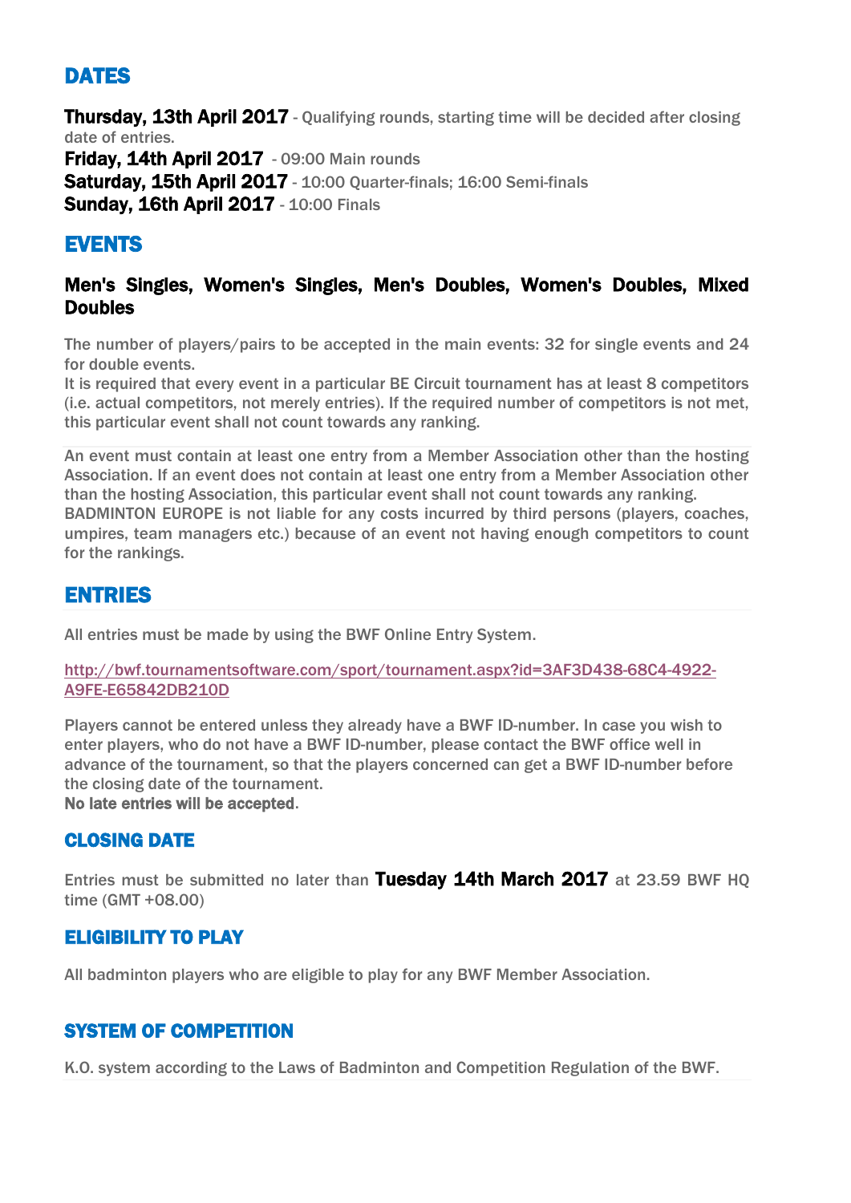## DATES

**Thursday, 13th April 2017** - Qualifying rounds, starting time will be decided after closing date of entries.
**Friday, 14th April 2017** - 09:00 Main rounds
**Saturday, 15th April 2017** - 10:00 Quarter-finals; 16:00 Semi-finals
**Sunday, 16th April 2017** - 10:00 Finals

## EVENTS

### Men's Singles, Women's Singles, Men's Doubles, Women's Doubles, Mixed Doubles

The number of players/pairs to be accepted in the main events: 32 for single events and 24 for double events.
It is required that every event in a particular BE Circuit tournament has at least 8 competitors (i.e. actual competitors, not merely entries). If the required number of competitors is not met, this particular event shall not count towards any ranking.

An event must contain at least one entry from a Member Association other than the hosting Association. If an event does not contain at least one entry from a Member Association other than the hosting Association, this particular event shall not count towards any ranking.
BADMINTON EUROPE is not liable for any costs incurred by third persons (players, coaches, umpires, team managers etc.) because of an event not having enough competitors to count for the rankings.

## ENTRIES

All entries must be made by using the BWF Online Entry System.

http://bwf.tournamentsoftware.com/sport/tournament.aspx?id=3AF3D438-68C4-4922-A9FE-E65842DB210D

Players cannot be entered unless they already have a BWF ID-number. In case you wish to enter players, who do not have a BWF ID-number, please contact the BWF office well in advance of the tournament, so that the players concerned can get a BWF ID-number before the closing date of the tournament.
**No late entries will be accepted**.

### CLOSING DATE

Entries must be submitted no later than **Tuesday 14th March 2017** at 23.59 BWF HQ time (GMT +08.00)

### ELIGIBILITY TO PLAY

All badminton players who are eligible to play for any BWF Member Association.

### SYSTEM OF COMPETITION

K.O. system according to the Laws of Badminton and Competition Regulation of the BWF.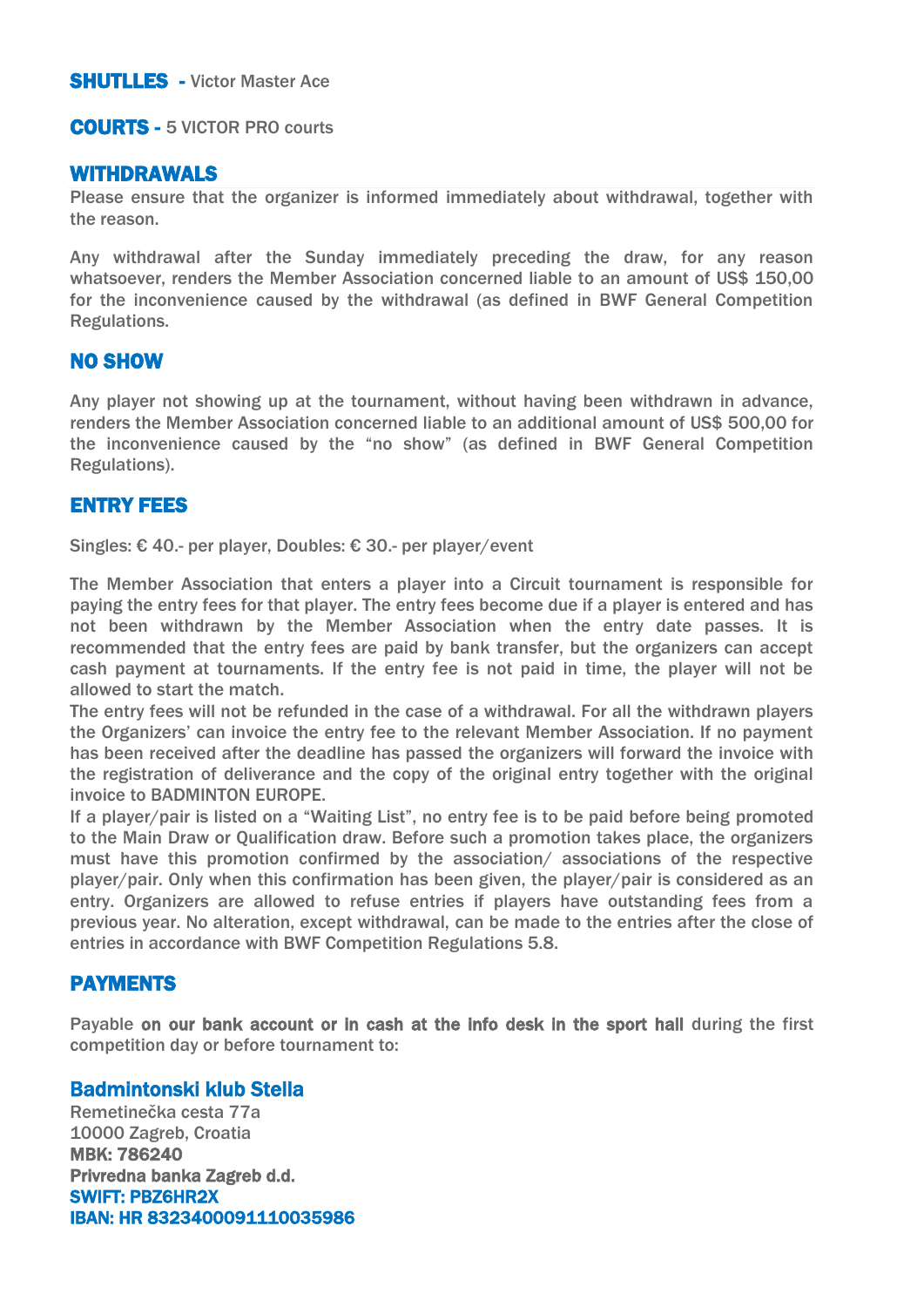**SHUTLLES** - Victor Master Ace

**COURTS** - 5 VICTOR PRO courts

## WITHDRAWALS

Please ensure that the organizer is informed immediately about withdrawal, together with the reason.

Any withdrawal after the Sunday immediately preceding the draw, for any reason whatsoever, renders the Member Association concerned liable to an amount of US$ 150,00 for the inconvenience caused by the withdrawal (as defined in BWF General Competition Regulations.

## NO SHOW

Any player not showing up at the tournament, without having been withdrawn in advance, renders the Member Association concerned liable to an additional amount of US$ 500,00 for the inconvenience caused by the "no show" (as defined in BWF General Competition Regulations).

## ENTRY FEES

Singles: € 40.- per player, Doubles: € 30.- per player/event

The Member Association that enters a player into a Circuit tournament is responsible for paying the entry fees for that player. The entry fees become due if a player is entered and has not been withdrawn by the Member Association when the entry date passes. It is recommended that the entry fees are paid by bank transfer, but the organizers can accept cash payment at tournaments. If the entry fee is not paid in time, the player will not be allowed to start the match.
The entry fees will not be refunded in the case of a withdrawal. For all the withdrawn players the Organizers' can invoice the entry fee to the relevant Member Association. If no payment has been received after the deadline has passed the organizers will forward the invoice with the registration of deliverance and the copy of the original entry together with the original invoice to BADMINTON EUROPE.
If a player/pair is listed on a "Waiting List", no entry fee is to be paid before being promoted to the Main Draw or Qualification draw. Before such a promotion takes place, the organizers must have this promotion confirmed by the association/ associations of the respective player/pair. Only when this confirmation has been given, the player/pair is considered as an entry. Organizers are allowed to refuse entries if players have outstanding fees from a previous year. No alteration, except withdrawal, can be made to the entries after the close of entries in accordance with BWF Competition Regulations 5.8.

## PAYMENTS

Payable **on our bank account or in cash at the info desk in the sport hall** during the first competition day or before tournament to:

**Badmintonski klub Stella**
Remetinečka cesta 77a
10000 Zagreb, Croatia
**MBK: 786240**
**Privredna banka Zagreb d.d.**
**SWIFT: PBZ6HR2X**
**IBAN: HR 8323400091110035986**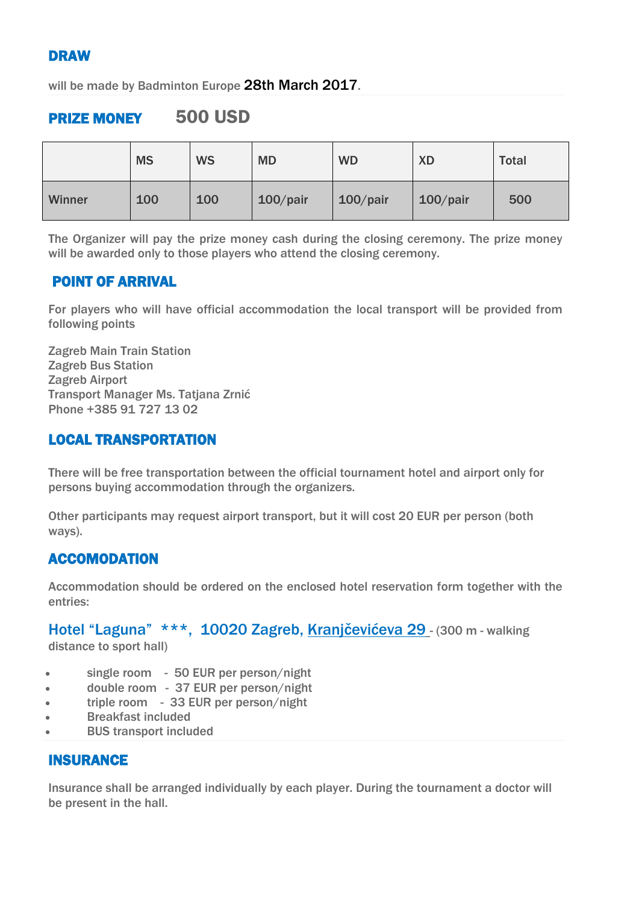## DRAW

will be made by Badminton Europe 28th March 2017.

## PRIZE MONEY 500 USD

| | MS | WS | MD | WD | XD | Total |
|---|---|---|---|---|---|---|
| Winner | 100 | 100 | 100/pair | 100/pair | 100/pair | 500 |

The Organizer will pay the prize money cash during the closing ceremony. The prize money will be awarded only to those players who attend the closing ceremony.

## POINT OF ARRIVAL

For players who will have official accommodation the local transport will be provided from following points

Zagreb Main Train Station
Zagreb Bus Station
Zagreb Airport
Transport Manager Ms. Tatjana Zrnić
Phone +385 91 727 13 02

## LOCAL TRANSPORTATION

There will be free transportation between the official tournament hotel and airport only for persons buying accommodation through the organizers.

Other participants may request airport transport, but it will cost 20 EUR per person (both ways).

## ACCOMODATION

Accommodation should be ordered on the enclosed hotel reservation form together with the entries:

Hotel "Laguna" ***, 10020 Zagreb, Kranjčevićeva 29 - (300 m - walking distance to sport hall)

- single room - 50 EUR per person/night
- double room - 37 EUR per person/night
- triple room - 33 EUR per person/night
- Breakfast included
- BUS transport included

## INSURANCE

Insurance shall be arranged individually by each player. During the tournament a doctor will be present in the hall.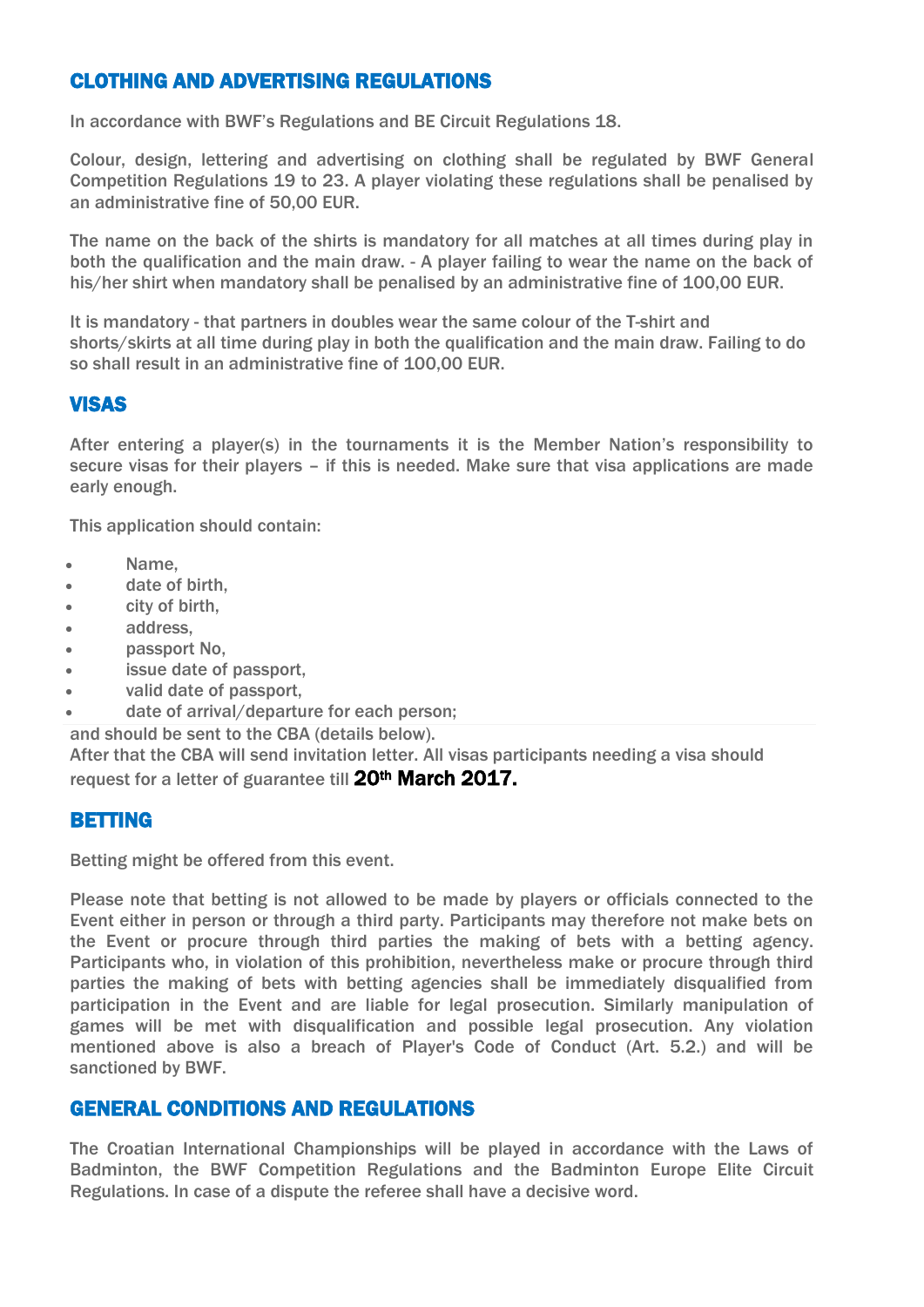## CLOTHING AND ADVERTISING REGULATIONS

In accordance with BWF's Regulations and BE Circuit Regulations 18.

Colour, design, lettering and advertising on clothing shall be regulated by BWF General Competition Regulations 19 to 23. A player violating these regulations shall be penalised by an administrative fine of 50,00 EUR.

The name on the back of the shirts is mandatory for all matches at all times during play in both the qualification and the main draw. - A player failing to wear the name on the back of his/her shirt when mandatory shall be penalised by an administrative fine of 100,00 EUR.

It is mandatory - that partners in doubles wear the same colour of the T-shirt and shorts/skirts at all time during play in both the qualification and the main draw. Failing to do so shall result in an administrative fine of 100,00 EUR.

## VISAS

After entering a player(s) in the tournaments it is the Member Nation's responsibility to secure visas for their players – if this is needed. Make sure that visa applications are made early enough.

This application should contain:

- Name,
- date of birth,
- city of birth,
- address,
- passport No,
- issue date of passport,
- valid date of passport,
- date of arrival/departure for each person;

and should be sent to the CBA (details below).
After that the CBA will send invitation letter. All visas participants needing a visa should request for a letter of guarantee till **20th March 2017.**

## BETTING

Betting might be offered from this event.

Please note that betting is not allowed to be made by players or officials connected to the Event either in person or through a third party. Participants may therefore not make bets on the Event or procure through third parties the making of bets with a betting agency. Participants who, in violation of this prohibition, nevertheless make or procure through third parties the making of bets with betting agencies shall be immediately disqualified from participation in the Event and are liable for legal prosecution. Similarly manipulation of games will be met with disqualification and possible legal prosecution. Any violation mentioned above is also a breach of Player's Code of Conduct (Art. 5.2.) and will be sanctioned by BWF.

## GENERAL CONDITIONS AND REGULATIONS

The Croatian International Championships will be played in accordance with the Laws of Badminton, the BWF Competition Regulations and the Badminton Europe Elite Circuit Regulations. In case of a dispute the referee shall have a decisive word.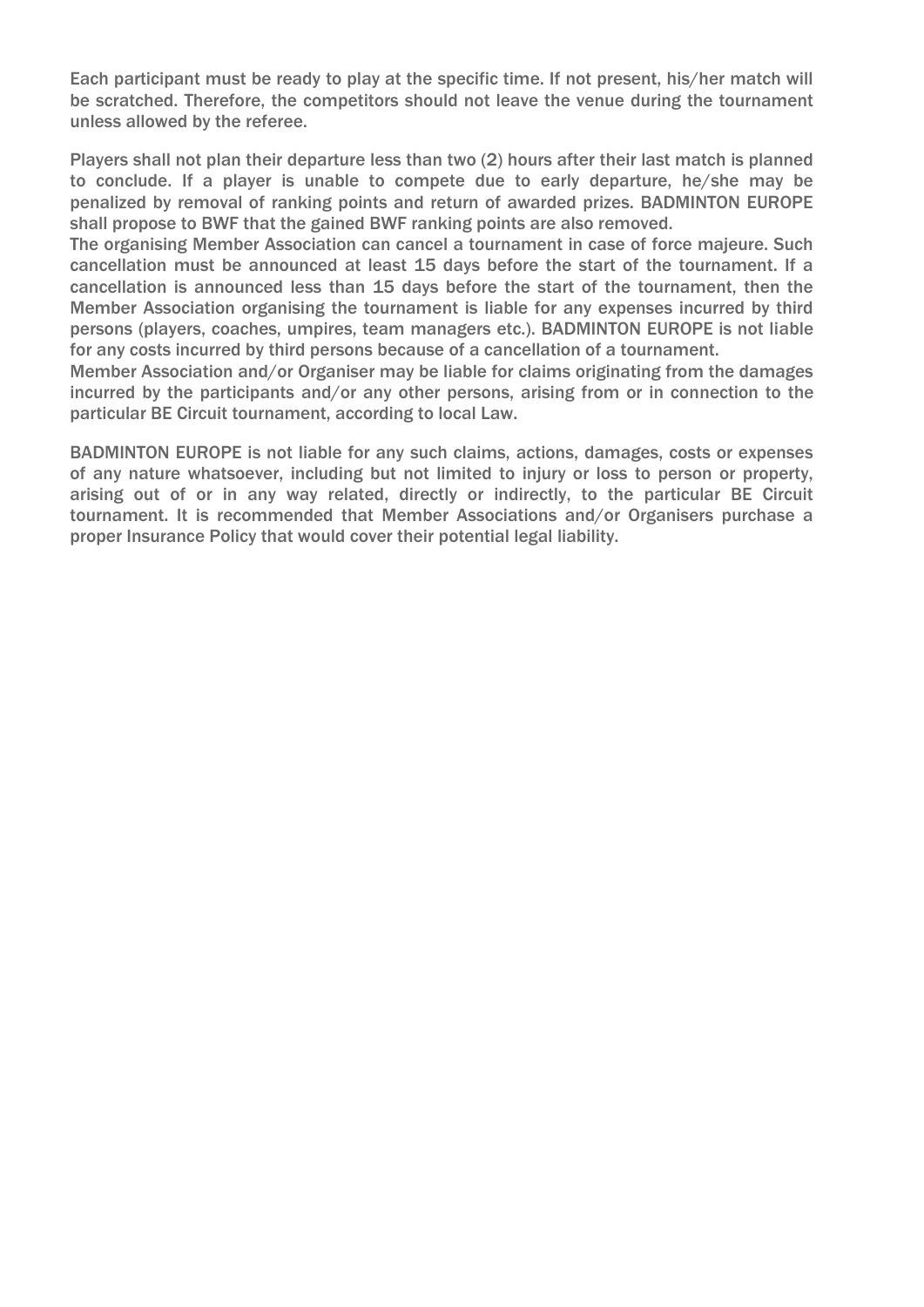Each participant must be ready to play at the specific time. If not present, his/her match will be scratched. Therefore, the competitors should not leave the venue during the tournament unless allowed by the referee.

Players shall not plan their departure less than two (2) hours after their last match is planned to conclude. If a player is unable to compete due to early departure, he/she may be penalized by removal of ranking points and return of awarded prizes. BADMINTON EUROPE shall propose to BWF that the gained BWF ranking points are also removed.

The organising Member Association can cancel a tournament in case of force majeure. Such cancellation must be announced at least 15 days before the start of the tournament. If a cancellation is announced less than 15 days before the start of the tournament, then the Member Association organising the tournament is liable for any expenses incurred by third persons (players, coaches, umpires, team managers etc.). BADMINTON EUROPE is not liable for any costs incurred by third persons because of a cancellation of a tournament.

Member Association and/or Organiser may be liable for claims originating from the damages incurred by the participants and/or any other persons, arising from or in connection to the particular BE Circuit tournament, according to local Law.

BADMINTON EUROPE is not liable for any such claims, actions, damages, costs or expenses of any nature whatsoever, including but not limited to injury or loss to person or property, arising out of or in any way related, directly or indirectly, to the particular BE Circuit tournament. It is recommended that Member Associations and/or Organisers purchase a proper Insurance Policy that would cover their potential legal liability.